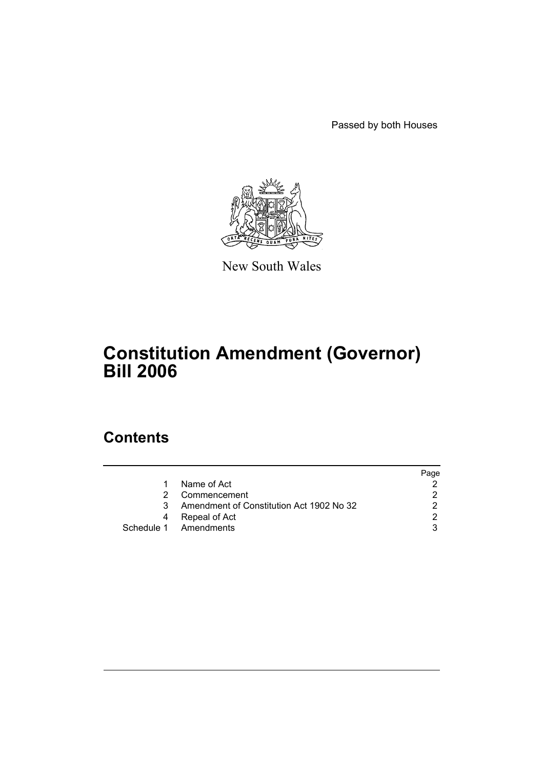Passed by both Houses

New South Wales

# Constitution Amendment (Governor) Bill 2006

## Contents

| | | Page |
|---|---|---|
| 1 | Name of Act | 2 |
| 2 | Commencement | 2 |
| 3 | Amendment of Constitution Act 1902 No 32 | 2 |
| 4 | Repeal of Act | 2 |
| Schedule 1 | Amendments | 3 |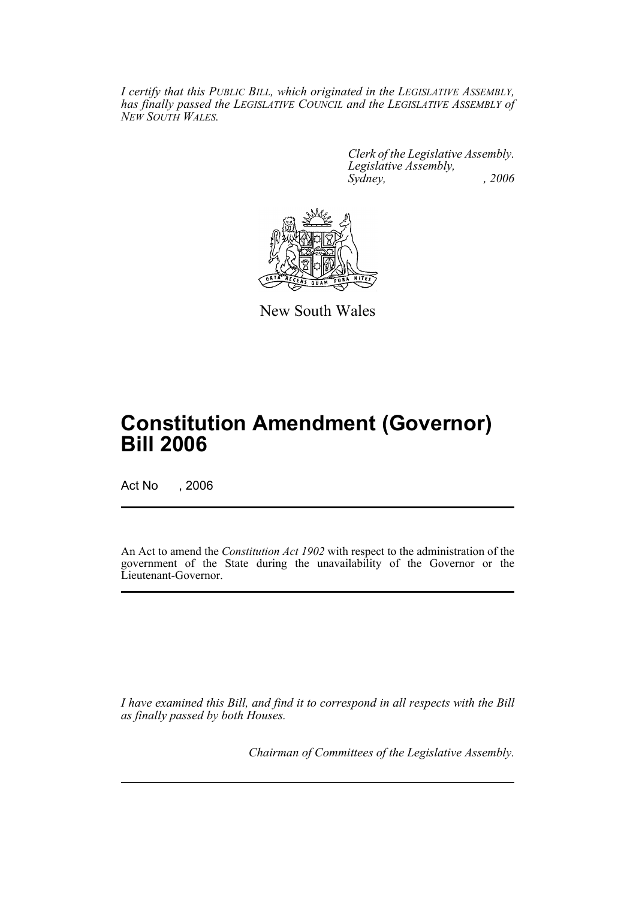*I certify that this PUBLIC BILL, which originated in the LEGISLATIVE ASSEMBLY, has finally passed the LEGISLATIVE COUNCIL and the LEGISLATIVE ASSEMBLY of NEW SOUTH WALES.*

*Clerk of the Legislative Assembly.*
*Legislative Assembly,*
*Sydney, , 2006*

New South Wales

# Constitution Amendment (Governor) Bill 2006

Act No , 2006

An Act to amend the *Constitution Act 1902* with respect to the administration of the government of the State during the unavailability of the Governor or the Lieutenant-Governor.

*I have examined this Bill, and find it to correspond in all respects with the Bill as finally passed by both Houses.*

*Chairman of Committees of the Legislative Assembly.*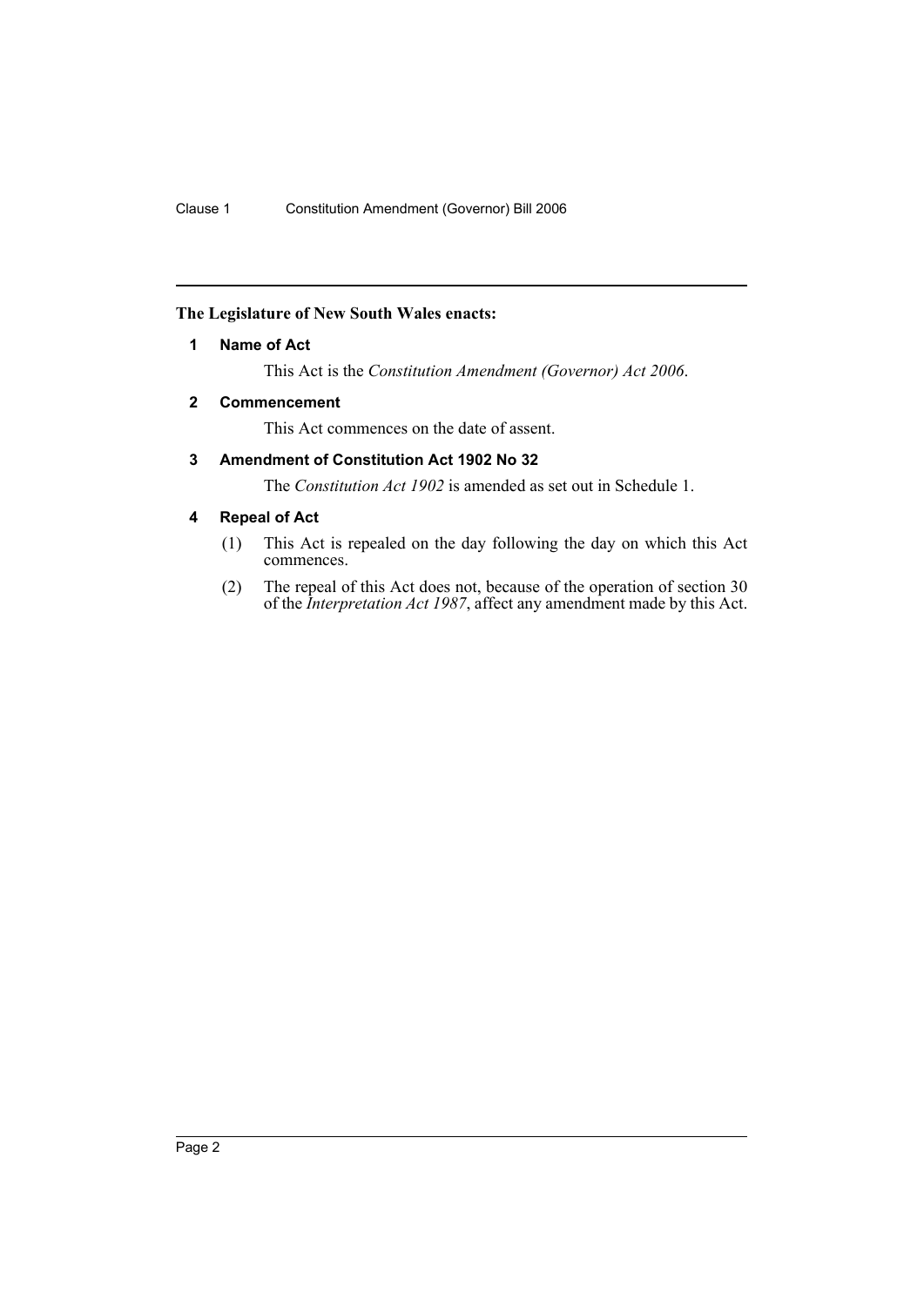**The Legislature of New South Wales enacts:**

### 1 Name of Act

This Act is the *Constitution Amendment (Governor) Act 2006*.

### 2 Commencement

This Act commences on the date of assent.

### 3 Amendment of Constitution Act 1902 No 32

The *Constitution Act 1902* is amended as set out in Schedule 1.

### 4 Repeal of Act

(1) This Act is repealed on the day following the day on which this Act commences.

(2) The repeal of this Act does not, because of the operation of section 30 of the *Interpretation Act 1987*, affect any amendment made by this Act.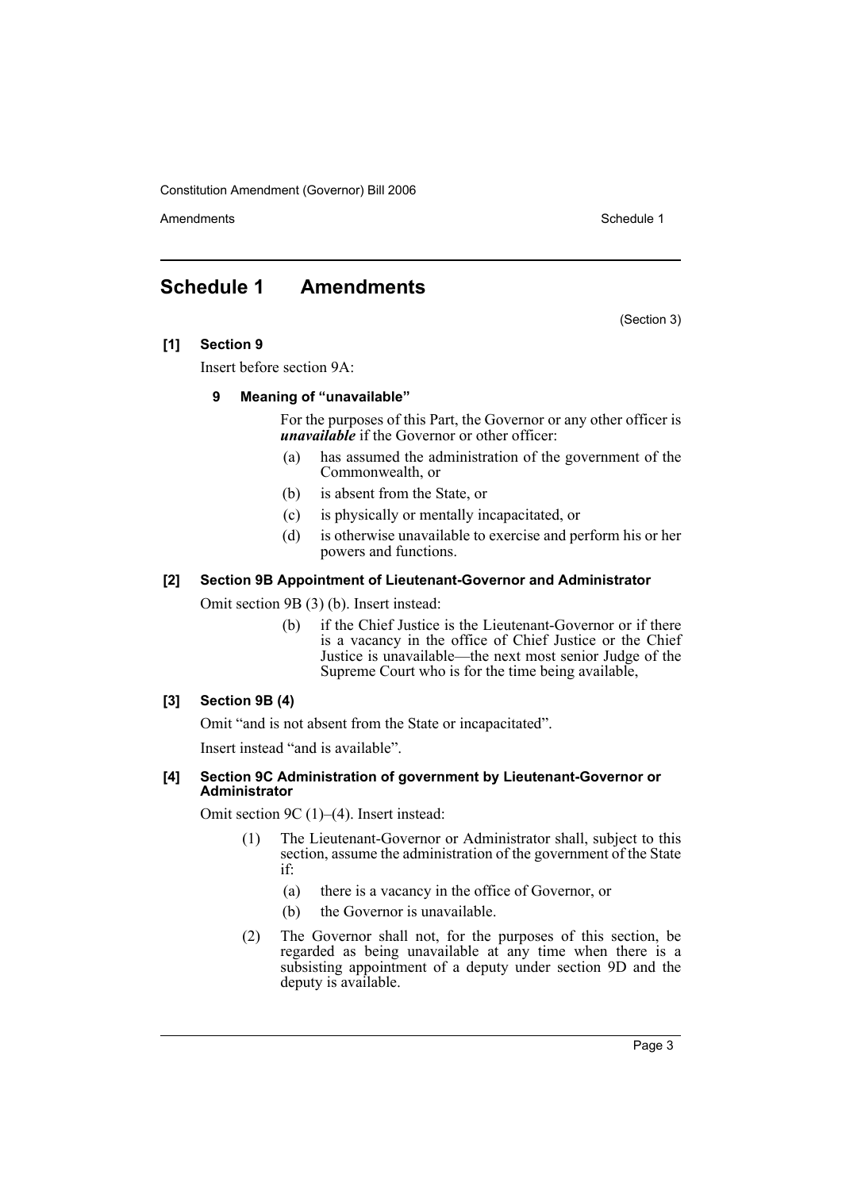# Schedule 1 Amendments

(Section 3)

**[1] Section 9**

Insert before section 9A:

**9 Meaning of "unavailable"**

For the purposes of this Part, the Governor or any other officer is ***unavailable*** if the Governor or other officer:

(a) has assumed the administration of the government of the Commonwealth, or

(b) is absent from the State, or

(c) is physically or mentally incapacitated, or

(d) is otherwise unavailable to exercise and perform his or her powers and functions.

**[2] Section 9B Appointment of Lieutenant-Governor and Administrator**

Omit section 9B (3) (b). Insert instead:

(b) if the Chief Justice is the Lieutenant-Governor or if there is a vacancy in the office of Chief Justice or the Chief Justice is unavailable—the next most senior Judge of the Supreme Court who is for the time being available,

**[3] Section 9B (4)**

Omit "and is not absent from the State or incapacitated".

Insert instead "and is available".

**[4] Section 9C Administration of government by Lieutenant-Governor or Administrator**

Omit section 9C (1)–(4). Insert instead:

(1) The Lieutenant-Governor or Administrator shall, subject to this section, assume the administration of the government of the State if:

(a) there is a vacancy in the office of Governor, or

(b) the Governor is unavailable.

(2) The Governor shall not, for the purposes of this section, be regarded as being unavailable at any time when there is a subsisting appointment of a deputy under section 9D and the deputy is available.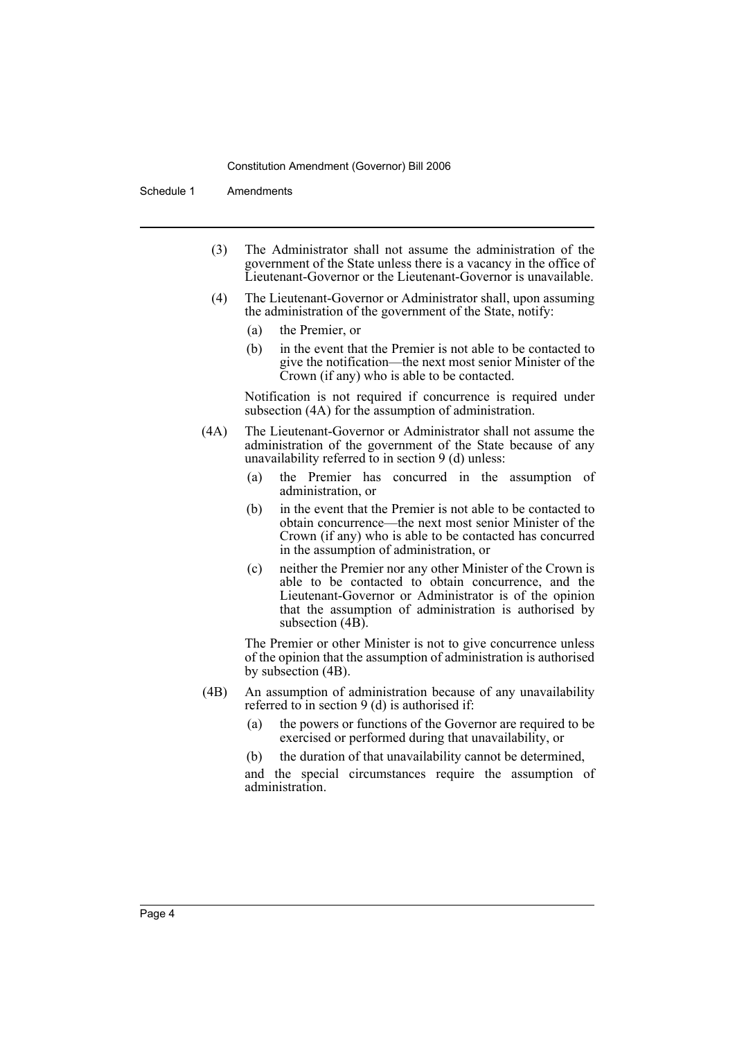(3) The Administrator shall not assume the administration of the government of the State unless there is a vacancy in the office of Lieutenant-Governor or the Lieutenant-Governor is unavailable.

(4) The Lieutenant-Governor or Administrator shall, upon assuming the administration of the government of the State, notify:

- (a) the Premier, or
- (b) in the event that the Premier is not able to be contacted to give the notification—the next most senior Minister of the Crown (if any) who is able to be contacted.

Notification is not required if concurrence is required under subsection (4A) for the assumption of administration.

(4A) The Lieutenant-Governor or Administrator shall not assume the administration of the government of the State because of any unavailability referred to in section 9 (d) unless:

- (a) the Premier has concurred in the assumption of administration, or
- (b) in the event that the Premier is not able to be contacted to obtain concurrence—the next most senior Minister of the Crown (if any) who is able to be contacted has concurred in the assumption of administration, or
- (c) neither the Premier nor any other Minister of the Crown is able to be contacted to obtain concurrence, and the Lieutenant-Governor or Administrator is of the opinion that the assumption of administration is authorised by subsection (4B).

The Premier or other Minister is not to give concurrence unless of the opinion that the assumption of administration is authorised by subsection (4B).

(4B) An assumption of administration because of any unavailability referred to in section 9 (d) is authorised if:

- (a) the powers or functions of the Governor are required to be exercised or performed during that unavailability, or
- (b) the duration of that unavailability cannot be determined,

and the special circumstances require the assumption of administration.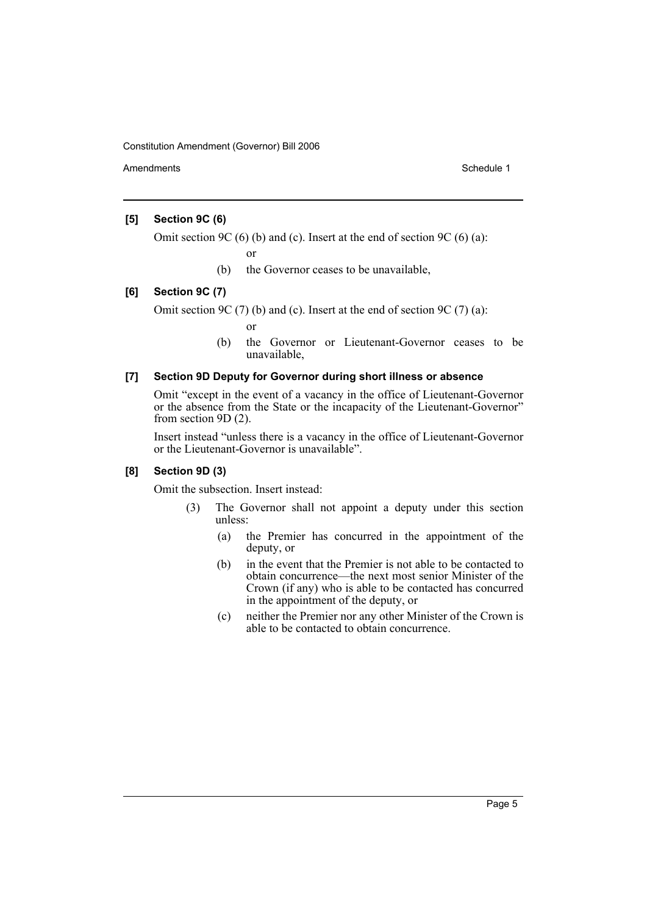### [5] Section 9C (6)

Omit section 9C (6) (b) and (c). Insert at the end of section 9C (6) (a):

or

(b) the Governor ceases to be unavailable,

### [6] Section 9C (7)

Omit section 9C (7) (b) and (c). Insert at the end of section 9C (7) (a):

or

(b) the Governor or Lieutenant-Governor ceases to be unavailable,

### [7] Section 9D Deputy for Governor during short illness or absence

Omit "except in the event of a vacancy in the office of Lieutenant-Governor or the absence from the State or the incapacity of the Lieutenant-Governor" from section 9D (2).

Insert instead "unless there is a vacancy in the office of Lieutenant-Governor or the Lieutenant-Governor is unavailable".

### [8] Section 9D (3)

Omit the subsection. Insert instead:

(3) The Governor shall not appoint a deputy under this section unless:

(a) the Premier has concurred in the appointment of the deputy, or

(b) in the event that the Premier is not able to be contacted to obtain concurrence—the next most senior Minister of the Crown (if any) who is able to be contacted has concurred in the appointment of the deputy, or

(c) neither the Premier nor any other Minister of the Crown is able to be contacted to obtain concurrence.